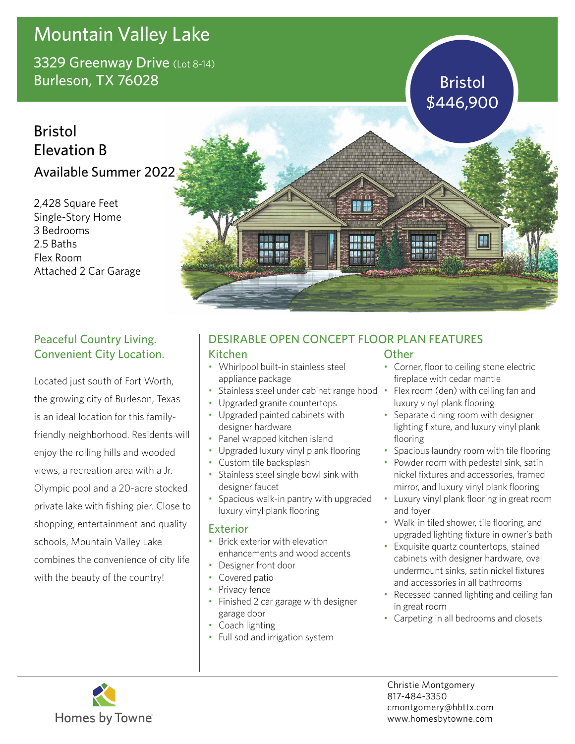# Mountain Valley Lake

3329 Greenway Drive (Lot 8-14)
Burleson, TX 76028

**Bristol**
**$446,900**

## Bristol
## Elevation B
### Available Summer 2022

2,428 Square Feet
Single-Story Home
3 Bedrooms
2.5 Baths
Flex Room
Attached 2 Car Garage

### Peaceful Country Living. Convenient City Location.

Located just south of Fort Worth, the growing city of Burleson, Texas is an ideal location for this family-friendly neighborhood. Residents will enjoy the rolling hills and wooded views, a recreation area with a Jr. Olympic pool and a 20-acre stocked private lake with fishing pier. Close to shopping, entertainment and quality schools, Mountain Valley Lake combines the convenience of city life with the beauty of the country!

## DESIRABLE OPEN CONCEPT FLOOR PLAN FEATURES

### Kitchen

- Whirlpool built-in stainless steel appliance package
- Stainless steel under cabinet range hood
- Upgraded granite countertops
- Upgraded painted cabinets with designer hardware
- Panel wrapped kitchen island
- Upgraded luxury vinyl plank flooring
- Custom tile backsplash
- Stainless steel single bowl sink with designer faucet
- Spacious walk-in pantry with upgraded luxury vinyl plank flooring

### Exterior

- Brick exterior with elevation enhancements and wood accents
- Designer front door
- Covered patio
- Privacy fence
- Finished 2 car garage with designer garage door
- Coach lighting
- Full sod and irrigation system

### Other

- Corner, floor to ceiling stone electric fireplace with cedar mantle
- Flex room (den) with ceiling fan and luxury vinyl plank flooring
- Separate dining room with designer lighting fixture, and luxury vinyl plank flooring
- Spacious laundry room with tile flooring
- Powder room with pedestal sink, satin nickel fixtures and accessories, framed mirror, and luxury vinyl plank flooring
- Luxury vinyl plank flooring in great room and foyer
- Walk-in tiled shower, tile flooring, and upgraded lighting fixture in owner's bath
- Exquisite quartz countertops, stained cabinets with designer hardware, oval undermount sinks, satin nickel fixtures and accessories in all bathrooms
- Recessed canned lighting and ceiling fan in great room
- Carpeting in all bedrooms and closets

Homes by Towne

Christie Montgomery
817-484-3350
cmontgomery@hbttx.com
www.homesbytowne.com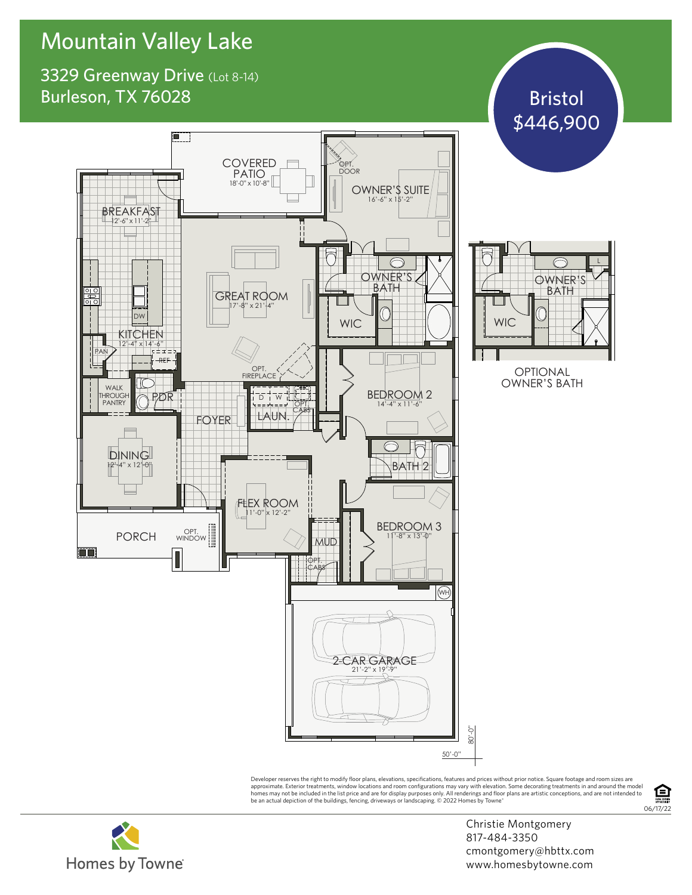# Mountain Valley Lake

## 3329 Greenway Drive (Lot 8-14)
## Burleson, TX 76028

**Bristol**
**$446,900**

COVERED PATIO
18'-0" x 10'-8"

OPT. DOOR

OWNER'S SUITE
16'-6" x 15'-2"

BREAKFAST
12'-6" x 11'-2"

GREAT ROOM
17'-8" x 21'-4"

OWNER'S BATH

WIC

KITCHEN
12'-4" x 14'-6"

DW

PAN

REF

OPT. FIREPLACE

WALK THROUGH PANTRY

PDR

D W

OPT. CABS

LAUN.

BEDROOM 2
14'-4" x 11'-6"

FOYER

DINING
12'-4" x 12'-0"

BATH 2

FLEX ROOM
11'-0" x 12'-2"

BEDROOM 3
11'-8" x 13'-0"

PORCH

OPT. WINDOW

MUD

OPT. CABS

WH

2-CAR GARAGE
21'-2" x 19'-9"

80'-0"

50'-0"

OWNER'S BATH

WIC

L

OPTIONAL OWNER'S BATH

Developer reserves the right to modify floor plans, elevations, specifications, features and prices without prior notice. Square footage and room sizes are approximate. Exterior treatments, window locations and room configurations may vary with elevation. Some decorating treatments in and around the model homes may not be included in the list price and are for display purposes only. All renderings and floor plans are artistic conceptions, and are not intended to be an actual depiction of the buildings, fencing, driveways or landscaping. © 2022 Homes by Towne®

06/17/22

Homes by Towne®

Christie Montgomery
817-484-3350
cmontgomery@hbttx.com
www.homesbytowne.com